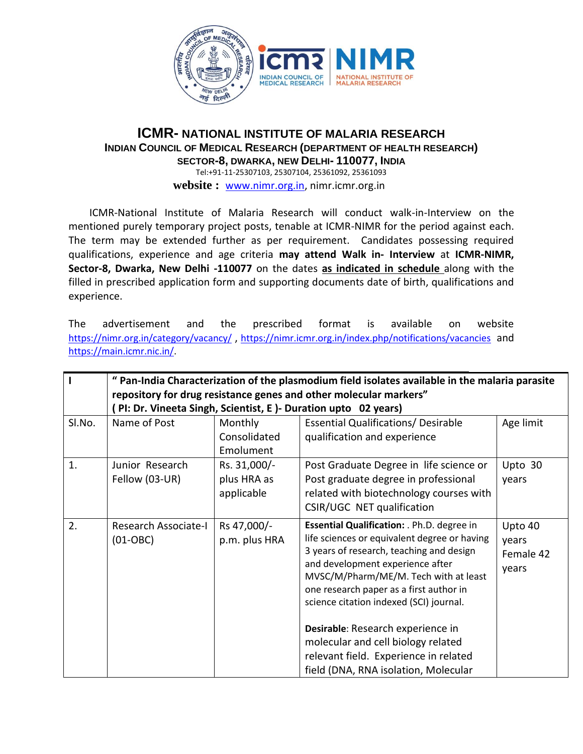# ICMR- NATIONAL INSTITUTE OF MALARIA RESEARCH

### INDIAN COUNCIL OF MEDICAL RESEARCH (DEPARTMENT OF HEALTH RESEARCH)

### SECTOR-8, DWARKA, NEW DELHI- 110077, INDIA

Tel:+91-11-25307103, 25307104, 25361092, 25361093

**website :** www.nimr.org.in, nimr.icmr.org.in

ICMR-National Institute of Malaria Research will conduct walk-in-Interview on the mentioned purely temporary project posts, tenable at ICMR-NIMR for the period against each. The term may be extended further as per requirement. Candidates possessing required qualifications, experience and age criteria **may attend Walk in- Interview** at **ICMR-NIMR, Sector-8, Dwarka, New Delhi -110077** on the dates **as indicated in schedule** along with the filled in prescribed application form and supporting documents date of birth, qualifications and experience.

The advertisement and the prescribed format is available on website https://nimr.org.in/category/vacancy/ , https://nimr.icmr.org.in/index.php/notifications/vacancies and https://main.icmr.nic.in/.

| **I** | **" Pan-India Characterization of the plasmodium field isolates available in the malaria parasite repository for drug resistance genes and other molecular markers" ( PI: Dr. Vineeta Singh, Scientist, E )- Duration upto 02 years)** | | | |
|---|---|---|---|---|
| Sl.No. | Name of Post | Monthly Consolidated Emolument | Essential Qualifications/ Desirable qualification and experience | Age limit |
| 1. | Junior Research Fellow (03-UR) | Rs. 31,000/- plus HRA as applicable | Post Graduate Degree in life science or Post graduate degree in professional related with biotechnology courses with CSIR/UGC NET qualification | Upto 30 years |
| 2. | Research Associate-I (01-OBC) | Rs 47,000/- p.m. plus HRA | **Essential Qualification:** . Ph.D. degree in life sciences or equivalent degree or having 3 years of research, teaching and design and development experience after MVSC/M/Pharm/ME/M. Tech with at least one research paper as a first author in science citation indexed (SCI) journal.<br><br>**Desirable**: Research experience in molecular and cell biology related relevant field. Experience in related field (DNA, RNA isolation, Molecular | Upto 40 years Female 42 years |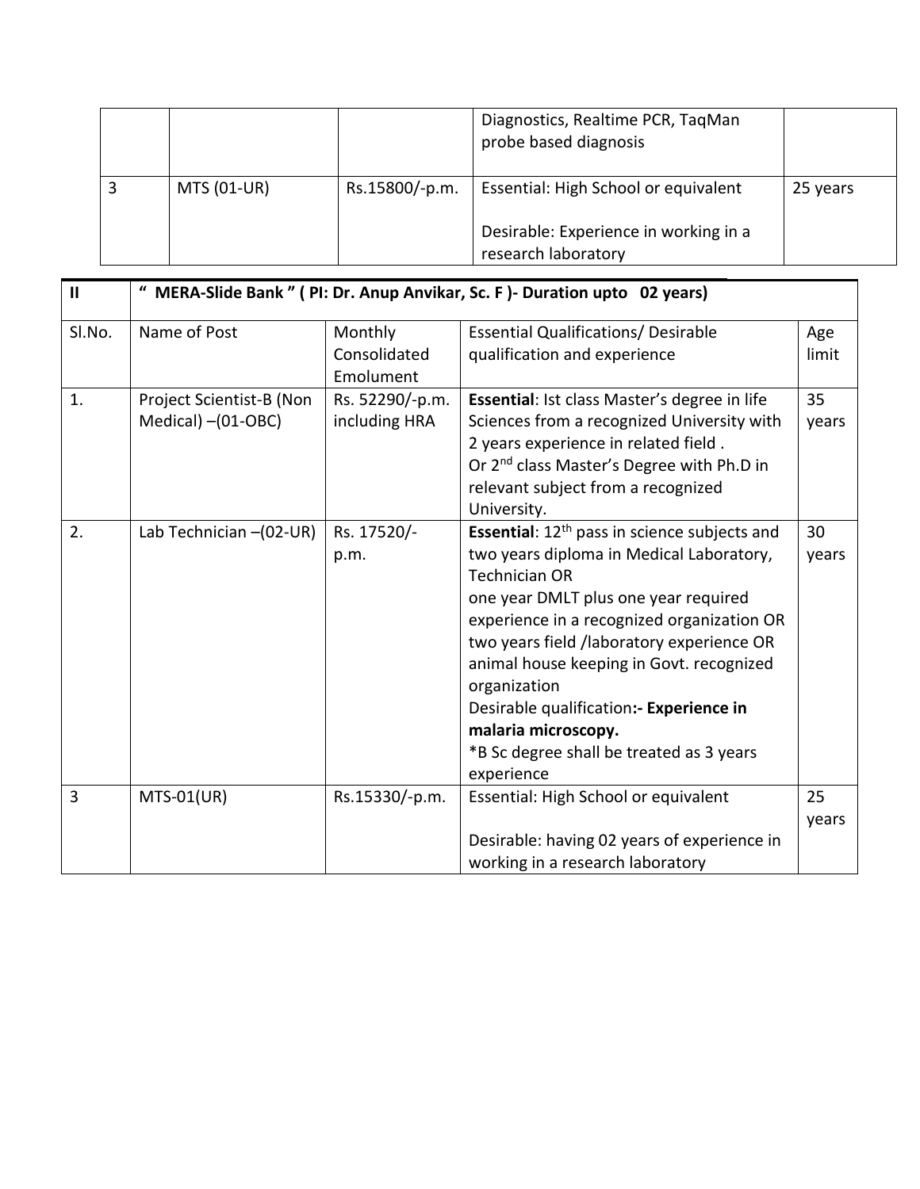|  |  |  | Diagnostics, Realtime PCR, TaqMan probe based diagnosis |  |
| --- | --- | --- | --- | --- |
| 3 | MTS (01-UR) | Rs.15800/-p.m. | Essential: High School or equivalent<br><br>Desirable: Experience in working in a research laboratory | 25 years |

| II | " MERA-Slide Bank " ( PI: Dr. Anup Anvikar, Sc. F )- Duration upto 02 years) | | | |
| --- | --- | --- | --- | --- |
| Sl.No. | Name of Post | Monthly Consolidated Emolument | Essential Qualifications/ Desirable qualification and experience | Age limit |
| 1. | Project Scientist-B (Non Medical) –(01-OBC) | Rs. 52290/-p.m. including HRA | **Essential**: Ist class Master's degree in life Sciences from a recognized University with 2 years experience in related field .<br>Or 2nd class Master's Degree with Ph.D in relevant subject from a recognized University. | 35 years |
| 2. | Lab Technician –(02-UR) | Rs. 17520/-p.m. | **Essential**: 12th pass in science subjects and two years diploma in Medical Laboratory, Technician OR<br>one year DMLT plus one year required experience in a recognized organization OR two years field /laboratory experience OR animal house keeping in Govt. recognized organization<br>Desirable qualification**:- Experience in malaria microscopy.**<br>*B Sc degree shall be treated as 3 years experience | 30 years |
| 3 | MTS-01(UR) | Rs.15330/-p.m. | Essential: High School or equivalent<br><br>Desirable: having 02 years of experience in working in a research laboratory | 25 years |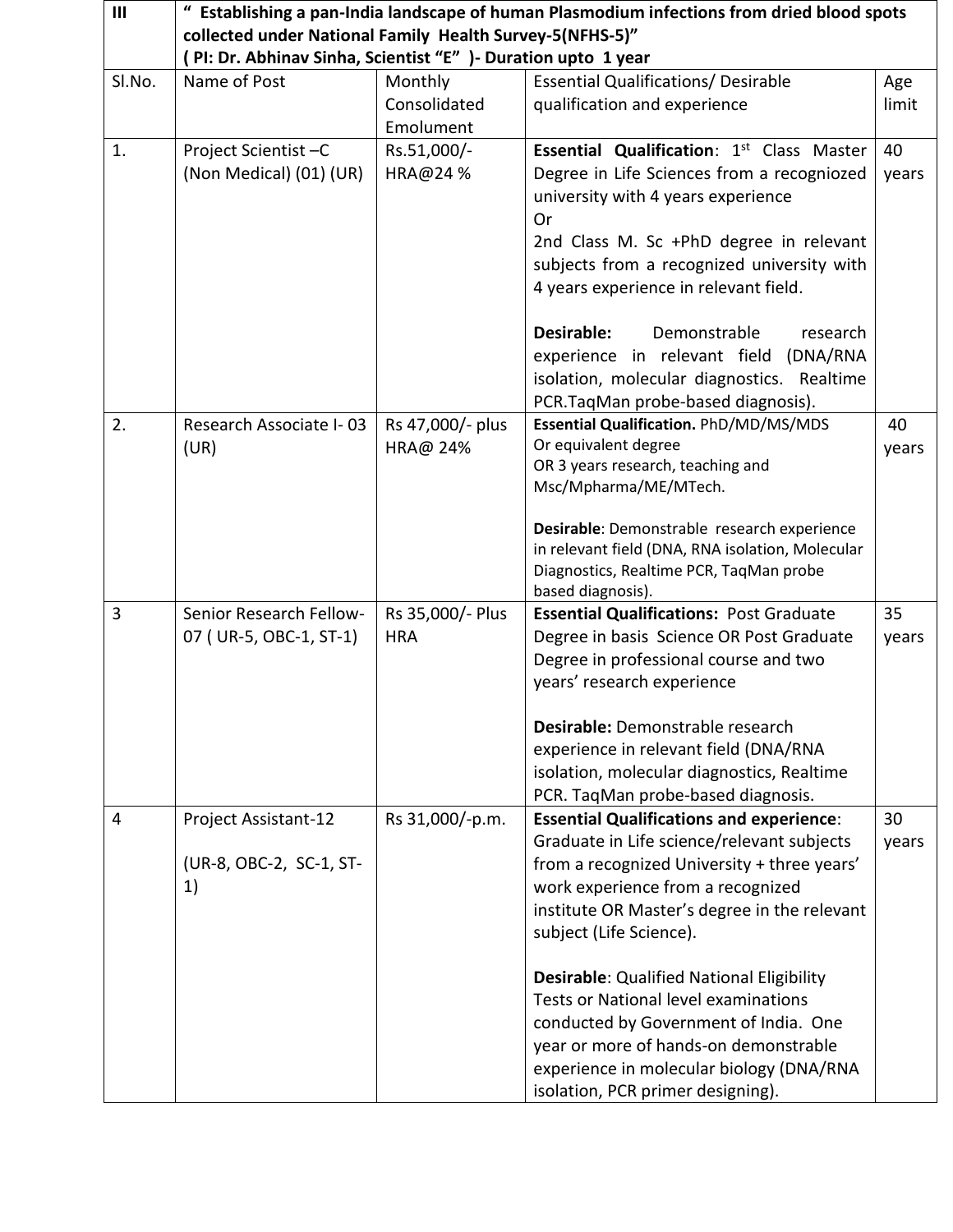| III | " Establishing a pan-India landscape of human Plasmodium infections from dried blood spots collected under National Family Health Survey-5(NFHS-5)" ( PI: Dr. Abhinav Sinha, Scientist "E" )- Duration upto 1 year | | | |
|---|---|---|---|---|
| Sl.No. | Name of Post | Monthly Consolidated Emolument | Essential Qualifications/ Desirable qualification and experience | Age limit |
| 1. | Project Scientist –C (Non Medical) (01) (UR) | Rs.51,000/- HRA@24 % | **Essential Qualification**: 1[st] Class Master Degree in Life Sciences from a recogniozed university with 4 years experience<br>Or<br>2nd Class M. Sc +PhD degree in relevant subjects from a recognized university with 4 years experience in relevant field.<br><br>**Desirable:** Demonstrable research experience in relevant field (DNA/RNA isolation, molecular diagnostics. Realtime PCR.TaqMan probe-based diagnosis). | 40 years |
| 2. | Research Associate I- 03 (UR) | Rs 47,000/- plus HRA@ 24% | **Essential Qualification.** PhD/MD/MS/MDS<br>Or equivalent degree<br>OR 3 years research, teaching and Msc/Mpharma/ME/MTech.<br><br>**Desirable**: Demonstrable research experience in relevant field (DNA, RNA isolation, Molecular Diagnostics, Realtime PCR, TaqMan probe based diagnosis). | 40 years |
| 3 | Senior Research Fellow-07 ( UR-5, OBC-1, ST-1) | Rs 35,000/- Plus HRA | **Essential Qualifications:** Post Graduate Degree in basis Science OR Post Graduate Degree in professional course and two years' research experience<br><br>**Desirable:** Demonstrable research experience in relevant field (DNA/RNA isolation, molecular diagnostics, Realtime PCR. TaqMan probe-based diagnosis. | 35 years |
| 4 | Project Assistant-12<br><br>(UR-8, OBC-2, SC-1, ST-1) | Rs 31,000/-p.m. | **Essential Qualifications and experience**: Graduate in Life science/relevant subjects from a recognized University + three years' work experience from a recognized institute OR Master's degree in the relevant subject (Life Science).<br><br>**Desirable**: Qualified National Eligibility Tests or National level examinations conducted by Government of India. One year or more of hands-on demonstrable experience in molecular biology (DNA/RNA isolation, PCR primer designing). | 30 years |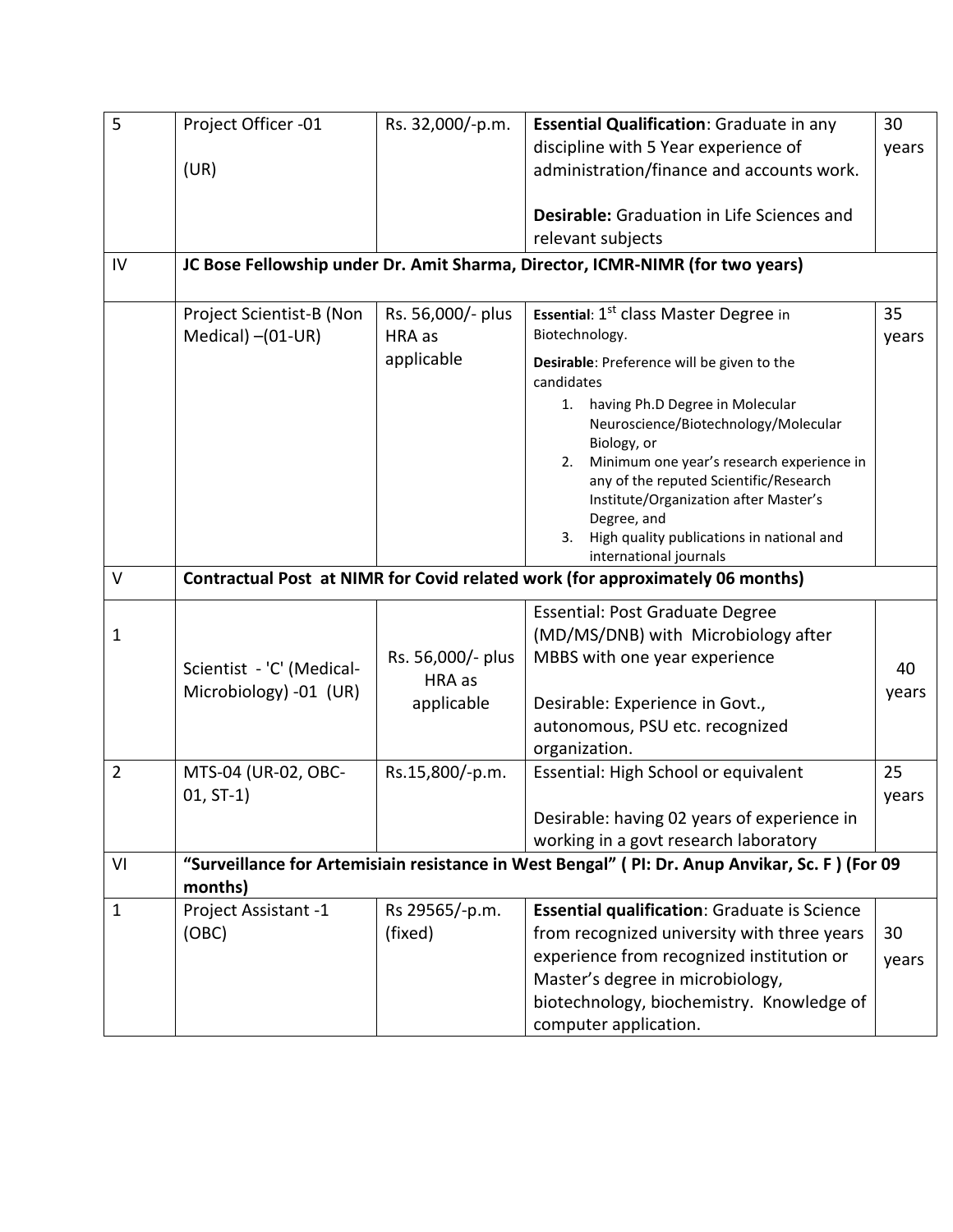| 5 | Project Officer -01<br><br>(UR) | Rs. 32,000/-p.m. | **Essential Qualification**: Graduate in any discipline with 5 Year experience of administration/finance and accounts work.<br><br>**Desirable:** Graduation in Life Sciences and relevant subjects | 30 years |
|---|---|---|---|---|
| IV | **JC Bose Fellowship under Dr. Amit Sharma, Director, ICMR-NIMR (for two years)** | | | |
| | Project Scientist-B (Non Medical) –(01-UR) | Rs. 56,000/- plus HRA as applicable | **Essential**: 1st class Master Degree in Biotechnology.<br><br>**Desirable**: Preference will be given to the candidates<br>1. having Ph.D Degree in Molecular Neuroscience/Biotechnology/Molecular Biology, or<br>2. Minimum one year's research experience in any of the reputed Scientific/Research Institute/Organization after Master's Degree, and<br>3. High quality publications in national and international journals | 35 years |
| V | **Contractual Post at NIMR for Covid related work (for approximately 06 months)** | | | |
| 1 | Scientist - 'C' (Medical-Microbiology) -01 (UR) | Rs. 56,000/- plus HRA as applicable | Essential: Post Graduate Degree (MD/MS/DNB) with Microbiology after MBBS with one year experience<br><br>Desirable: Experience in Govt., autonomous, PSU etc. recognized organization. | 40 years |
| 2 | MTS-04 (UR-02, OBC-01, ST-1) | Rs.15,800/-p.m. | Essential: High School or equivalent<br><br>Desirable: having 02 years of experience in working in a govt research laboratory | 25 years |
| VI | **"Surveillance for Artemisiain resistance in West Bengal" ( PI: Dr. Anup Anvikar, Sc. F ) (For 09 months)** | | | |
| 1 | Project Assistant -1 (OBC) | Rs 29565/-p.m. (fixed) | **Essential qualification**: Graduate is Science from recognized university with three years experience from recognized institution or Master's degree in microbiology, biotechnology, biochemistry. Knowledge of computer application. | 30 years |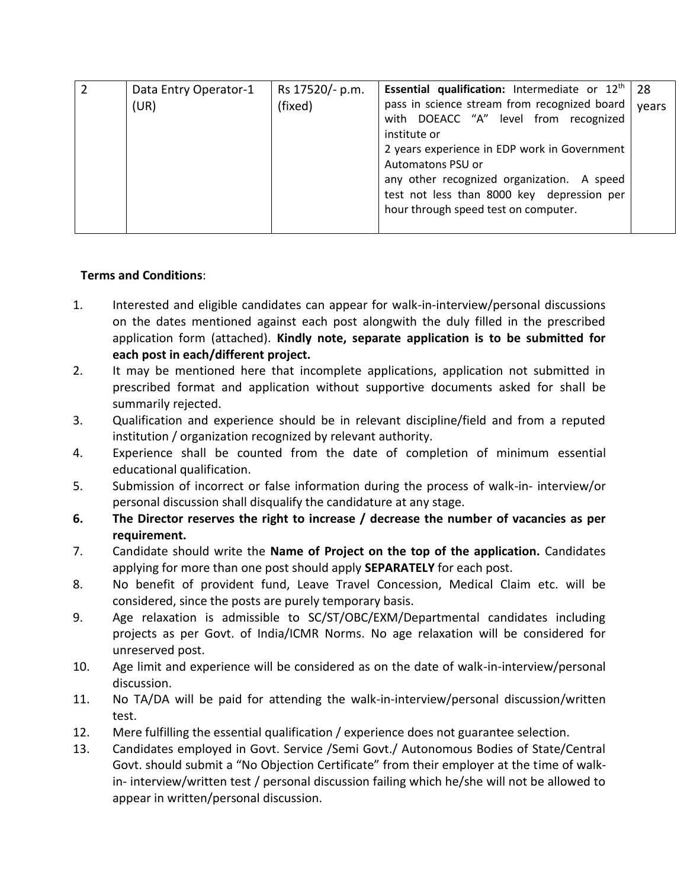| 2 | Data Entry Operator-1 (UR) | Rs 17520/- p.m. (fixed) | **Essential qualification:** Intermediate or 12th pass in science stream from recognized board with DOEACC "A" level from recognized institute or<br>2 years experience in EDP work in Government Automatons PSU or<br>any other recognized organization. A speed test not less than 8000 key depression per hour through speed test on computer. | 28 years |
|---|---|---|---|---|

**Terms and Conditions**:

1. Interested and eligible candidates can appear for walk-in-interview/personal discussions on the dates mentioned against each post alongwith the duly filled in the prescribed application form (attached). **Kindly note, separate application is to be submitted for each post in each/different project.**
2. It may be mentioned here that incomplete applications, application not submitted in prescribed format and application without supportive documents asked for shall be summarily rejected.
3. Qualification and experience should be in relevant discipline/field and from a reputed institution / organization recognized by relevant authority.
4. Experience shall be counted from the date of completion of minimum essential educational qualification.
5. Submission of incorrect or false information during the process of walk-in- interview/or personal discussion shall disqualify the candidature at any stage.
6. **The Director reserves the right to increase / decrease the number of vacancies as per requirement.**
7. Candidate should write the **Name of Project on the top of the application.** Candidates applying for more than one post should apply **SEPARATELY** for each post.
8. No benefit of provident fund, Leave Travel Concession, Medical Claim etc. will be considered, since the posts are purely temporary basis.
9. Age relaxation is admissible to SC/ST/OBC/EXM/Departmental candidates including projects as per Govt. of India/ICMR Norms. No age relaxation will be considered for unreserved post.
10. Age limit and experience will be considered as on the date of walk-in-interview/personal discussion.
11. No TA/DA will be paid for attending the walk-in-interview/personal discussion/written test.
12. Mere fulfilling the essential qualification / experience does not guarantee selection.
13. Candidates employed in Govt. Service /Semi Govt./ Autonomous Bodies of State/Central Govt. should submit a "No Objection Certificate" from their employer at the time of walk-in- interview/written test / personal discussion failing which he/she will not be allowed to appear in written/personal discussion.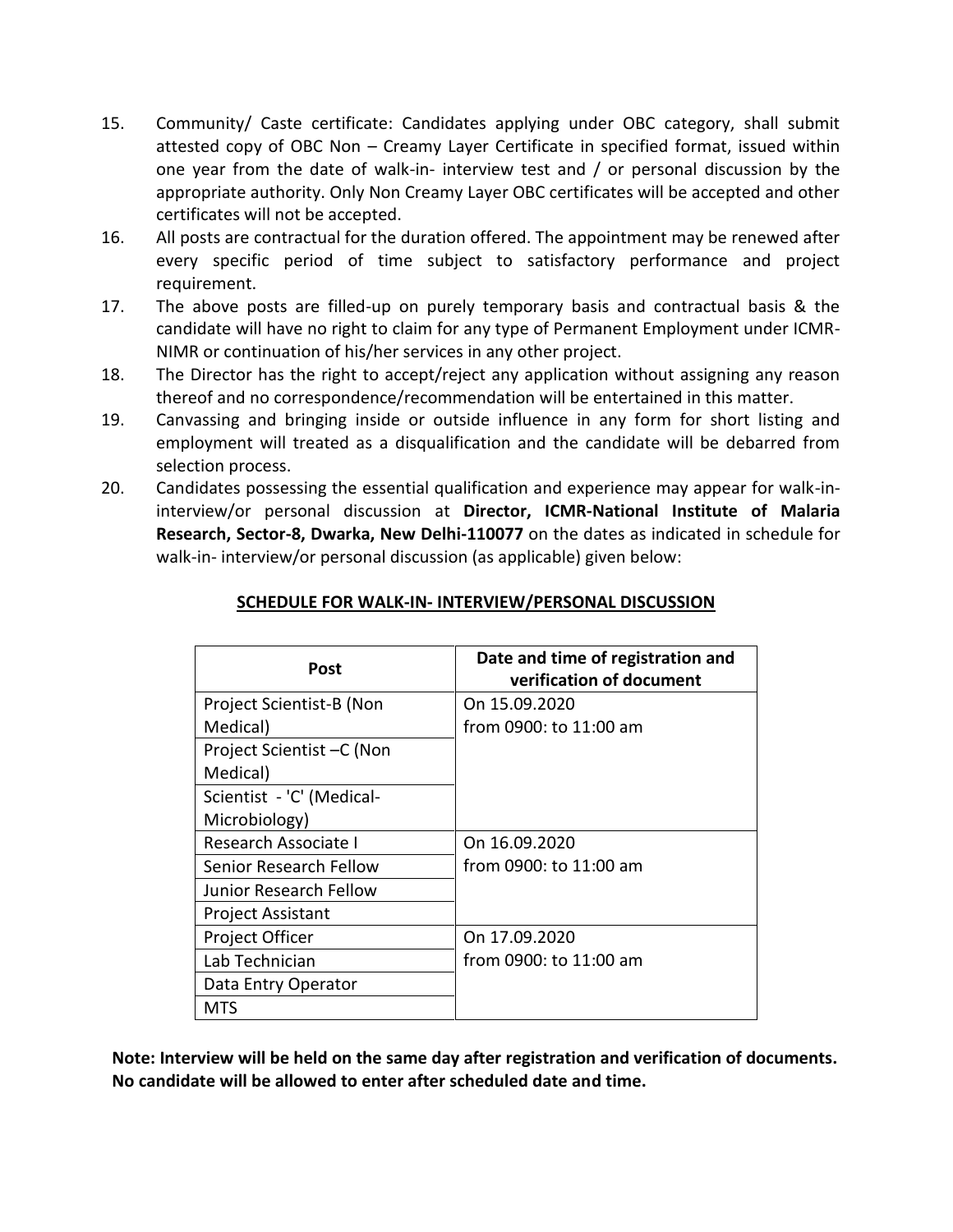15. Community/ Caste certificate: Candidates applying under OBC category, shall submit attested copy of OBC Non – Creamy Layer Certificate in specified format, issued within one year from the date of walk-in- interview test and / or personal discussion by the appropriate authority. Only Non Creamy Layer OBC certificates will be accepted and other certificates will not be accepted.
16. All posts are contractual for the duration offered. The appointment may be renewed after every specific period of time subject to satisfactory performance and project requirement.
17. The above posts are filled-up on purely temporary basis and contractual basis & the candidate will have no right to claim for any type of Permanent Employment under ICMR-NIMR or continuation of his/her services in any other project.
18. The Director has the right to accept/reject any application without assigning any reason thereof and no correspondence/recommendation will be entertained in this matter.
19. Canvassing and bringing inside or outside influence in any form for short listing and employment will treated as a disqualification and the candidate will be debarred from selection process.
20. Candidates possessing the essential qualification and experience may appear for walk-in-interview/or personal discussion at **Director, ICMR-National Institute of Malaria Research, Sector-8, Dwarka, New Delhi-110077** on the dates as indicated in schedule for walk-in- interview/or personal discussion (as applicable) given below:

**SCHEDULE FOR WALK-IN- INTERVIEW/PERSONAL DISCUSSION**

| Post | Date and time of registration and verification of document |
|---|---|
| Project Scientist-B (Non Medical) | On 15.09.2020 from 0900: to 11:00 am |
| Project Scientist –C (Non Medical) | |
| Scientist - 'C' (Medical-Microbiology) | |
| Research Associate I | On 16.09.2020 from 0900: to 11:00 am |
| Senior Research Fellow | |
| Junior Research Fellow | |
| Project Assistant | |
| Project Officer | On 17.09.2020 from 0900: to 11:00 am |
| Lab Technician | |
| Data Entry Operator | |
| MTS | |

**Note: Interview will be held on the same day after registration and verification of documents. No candidate will be allowed to enter after scheduled date and time.**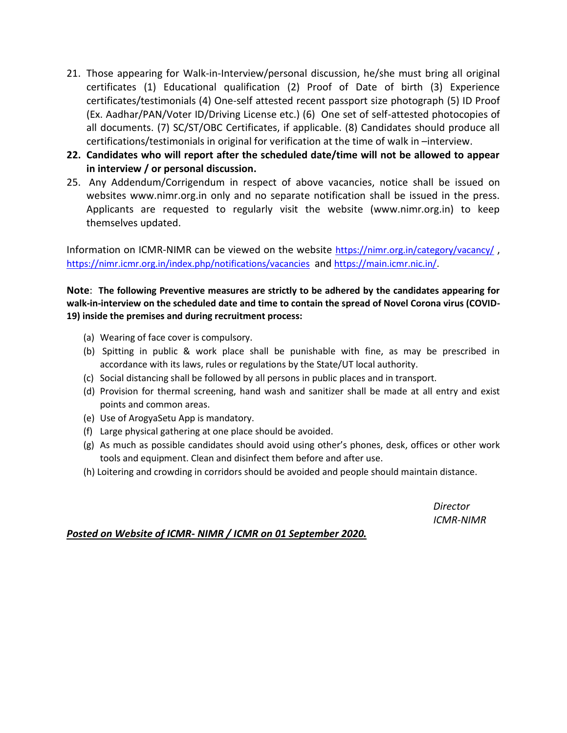21. Those appearing for Walk-in-Interview/personal discussion, he/she must bring all original certificates (1) Educational qualification (2) Proof of Date of birth (3) Experience certificates/testimonials (4) One-self attested recent passport size photograph (5) ID Proof (Ex. Aadhar/PAN/Voter ID/Driving License etc.) (6) One set of self-attested photocopies of all documents. (7) SC/ST/OBC Certificates, if applicable. (8) Candidates should produce all certifications/testimonials in original for verification at the time of walk in –interview.
22. **Candidates who will report after the scheduled date/time will not be allowed to appear in interview / or personal discussion.**
25. Any Addendum/Corrigendum in respect of above vacancies, notice shall be issued on websites www.nimr.org.in only and no separate notification shall be issued in the press. Applicants are requested to regularly visit the website (www.nimr.org.in) to keep themselves updated.

Information on ICMR-NIMR can be viewed on the website https://nimr.org.in/category/vacancy/ , https://nimr.icmr.org.in/index.php/notifications/vacancies and https://main.icmr.nic.in/.

**Note**: **The following Preventive measures are strictly to be adhered by the candidates appearing for walk-in-interview on the scheduled date and time to contain the spread of Novel Corona virus (COVID-19) inside the premises and during recruitment process:**

(a) Wearing of face cover is compulsory.

(b) Spitting in public & work place shall be punishable with fine, as may be prescribed in accordance with its laws, rules or regulations by the State/UT local authority.

(c) Social distancing shall be followed by all persons in public places and in transport.

(d) Provision for thermal screening, hand wash and sanitizer shall be made at all entry and exist points and common areas.

(e) Use of ArogyaSetu App is mandatory.

(f) Large physical gathering at one place should be avoided.

(g) As much as possible candidates should avoid using other's phones, desk, offices or other work tools and equipment. Clean and disinfect them before and after use.

(h) Loitering and crowding in corridors should be avoided and people should maintain distance.

*Director*
*ICMR-NIMR*

***Posted on Website of ICMR- NIMR / ICMR on 01 September 2020.***